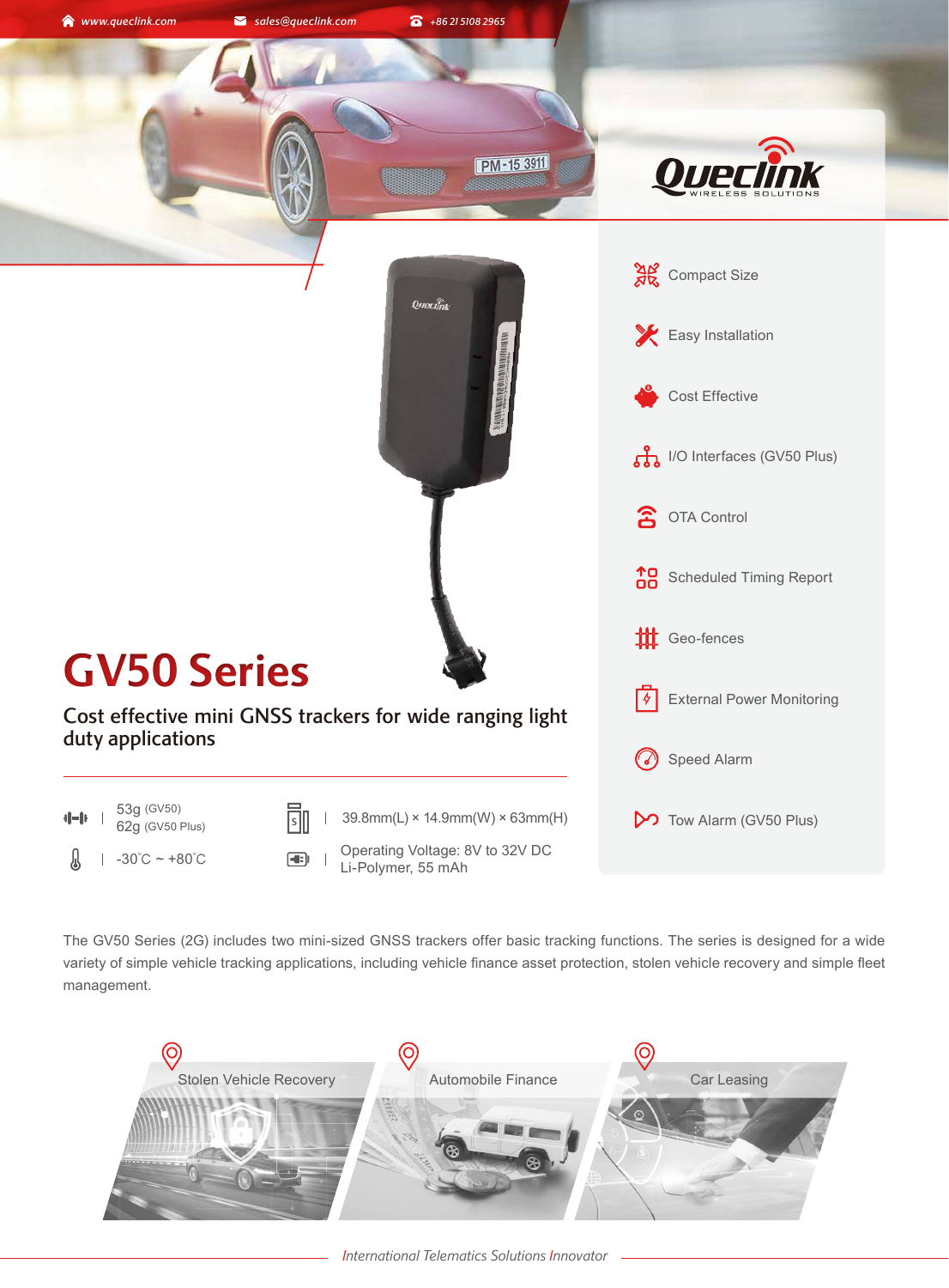www.queclink.com sales@queclink.com +86 21 5108 2965

# GV50 Series

## Cost effective mini GNSS trackers for wide ranging light duty applications

- 53g (GV50)
  62g (GV50 Plus)
- 39.8mm(L) × 14.9mm(W) × 63mm(H)
- -30˚C ~ +80˚C
- Operating Voltage: 8V to 32V DC
  Li-Polymer, 55 mAh

- Compact Size
- Easy Installation
- Cost Effective
- I/O Interfaces (GV50 Plus)
- OTA Control
- Scheduled Timing Report
- Geo-fences
- External Power Monitoring
- Speed Alarm
- Tow Alarm (GV50 Plus)

The GV50 Series (2G) includes two mini-sized GNSS trackers offer basic tracking functions. The series is designed for a wide variety of simple vehicle tracking applications, including vehicle finance asset protection, stolen vehicle recovery and simple fleet management.

- Stolen Vehicle Recovery
- Automobile Finance
- Car Leasing

*International Telematics Solutions Innovator*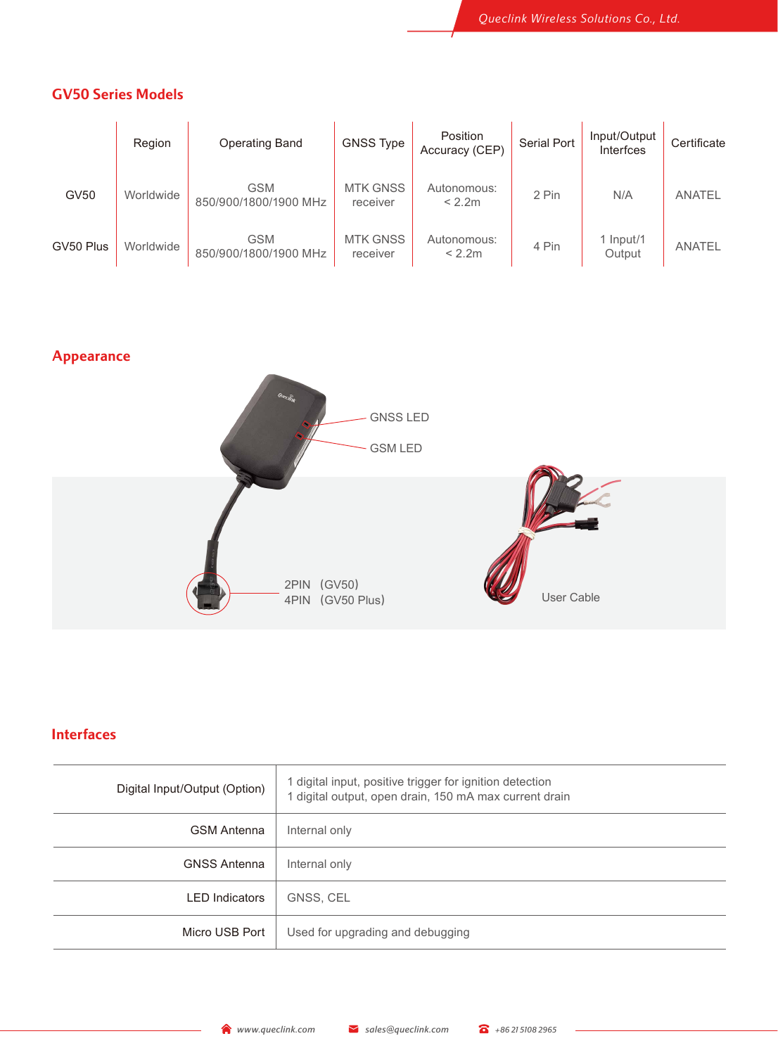## GV50 Series Models

| | Region | Operating Band | GNSS Type | Position Accuracy (CEP) | Serial Port | Input/Output Interfces | Certificate |
|---|---|---|---|---|---|---|---|
| GV50 | Worldwide | GSM 850/900/1800/1900 MHz | MTK GNSS receiver | Autonomous: < 2.2m | 2 Pin | N/A | ANATEL |
| GV50 Plus | Worldwide | GSM 850/900/1800/1900 MHz | MTK GNSS receiver | Autonomous: < 2.2m | 4 Pin | 1 Input/1 Output | ANATEL |

## Appearance

GNSS LED

GSM LED

2PIN (GV50)
4PIN (GV50 Plus)

User Cable

## Interfaces

| | |
|---|---|
| Digital Input/Output (Option) | 1 digital input, positive trigger for ignition detection<br>1 digital output, open drain, 150 mA max current drain |
| GSM Antenna | Internal only |
| GNSS Antenna | Internal only |
| LED Indicators | GNSS, CEL |
| Micro USB Port | Used for upgrading and debugging |